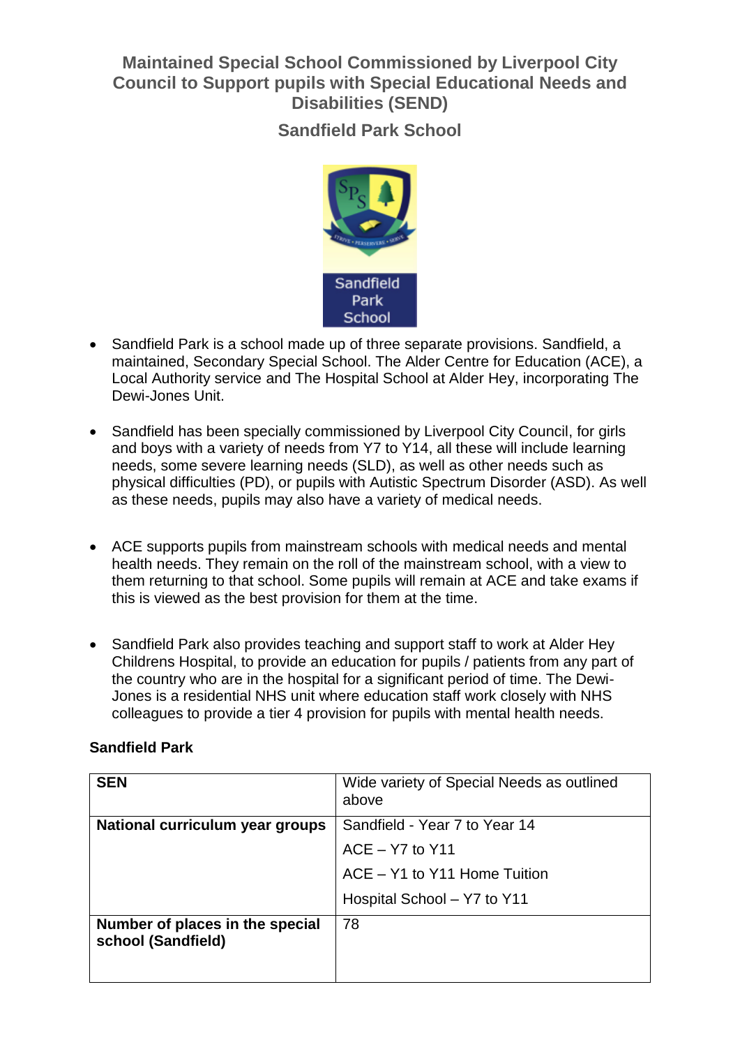# Maintained Special School Commissioned by Liverpool City Council to Support pupils with Special Educational Needs and Disabilities (SEND)

## Sandfield Park School

- Sandfield Park is a school made up of three separate provisions. Sandfield, a maintained, Secondary Special School. The Alder Centre for Education (ACE), a Local Authority service and The Hospital School at Alder Hey, incorporating The Dewi-Jones Unit.

- Sandfield has been specially commissioned by Liverpool City Council, for girls and boys with a variety of needs from Y7 to Y14, all these will include learning needs, some severe learning needs (SLD), as well as other needs such as physical difficulties (PD), or pupils with Autistic Spectrum Disorder (ASD). As well as these needs, pupils may also have a variety of medical needs.

- ACE supports pupils from mainstream schools with medical needs and mental health needs. They remain on the roll of the mainstream school, with a view to them returning to that school. Some pupils will remain at ACE and take exams if this is viewed as the best provision for them at the time.

- Sandfield Park also provides teaching and support staff to work at Alder Hey Childrens Hospital, to provide an education for pupils / patients from any part of the country who are in the hospital for a significant period of time. The Dewi-Jones is a residential NHS unit where education staff work closely with NHS colleagues to provide a tier 4 provision for pupils with mental health needs.

**Sandfield Park**

| **SEN** | Wide variety of Special Needs as outlined above |
|---|---|
| **National curriculum year groups** | Sandfield - Year 7 to Year 14<br>ACE – Y7 to Y11<br>ACE – Y1 to Y11 Home Tuition<br>Hospital School – Y7 to Y11 |
| **Number of places in the special school (Sandfield)** | 78 |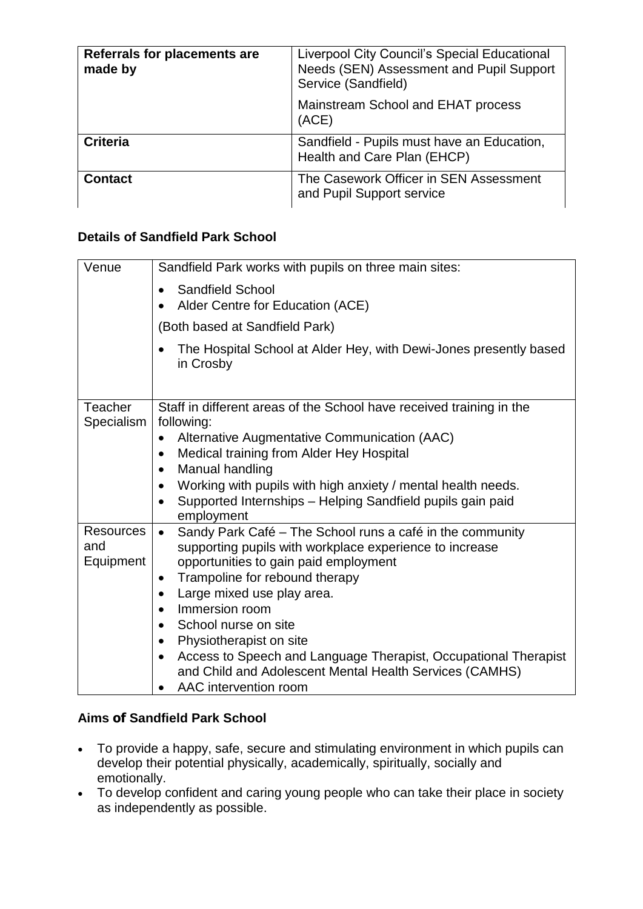| **Referrals for placements are made by** | Liverpool City Council's Special Educational Needs (SEN) Assessment and Pupil Support Service (Sandfield)<br><br>Mainstream School and EHAT process (ACE) |
|---|---|
| **Criteria** | Sandfield - Pupils must have an Education, Health and Care Plan (EHCP) |
| **Contact** | The Casework Officer in SEN Assessment and Pupil Support service |

**Details of Sandfield Park School**

| Venue | Sandfield Park works with pupils on three main sites:<br>• Sandfield School<br>• Alder Centre for Education (ACE)<br>(Both based at Sandfield Park)<br>• The Hospital School at Alder Hey, with Dewi-Jones presently based in Crosby |
|---|---|
| Teacher Specialism | Staff in different areas of the School have received training in the following:<br>• Alternative Augmentative Communication (AAC)<br>• Medical training from Alder Hey Hospital<br>• Manual handling<br>• Working with pupils with high anxiety / mental health needs.<br>• Supported Internships – Helping Sandfield pupils gain paid employment |
| Resources and Equipment | • Sandy Park Café – The School runs a café in the community supporting pupils with workplace experience to increase opportunities to gain paid employment<br>• Trampoline for rebound therapy<br>• Large mixed use play area.<br>• Immersion room<br>• School nurse on site<br>• Physiotherapist on site<br>• Access to Speech and Language Therapist, Occupational Therapist and Child and Adolescent Mental Health Services (CAMHS)<br>• AAC intervention room |

**Aims of Sandfield Park School**

- To provide a happy, safe, secure and stimulating environment in which pupils can develop their potential physically, academically, spiritually, socially and emotionally.
- To develop confident and caring young people who can take their place in society as independently as possible.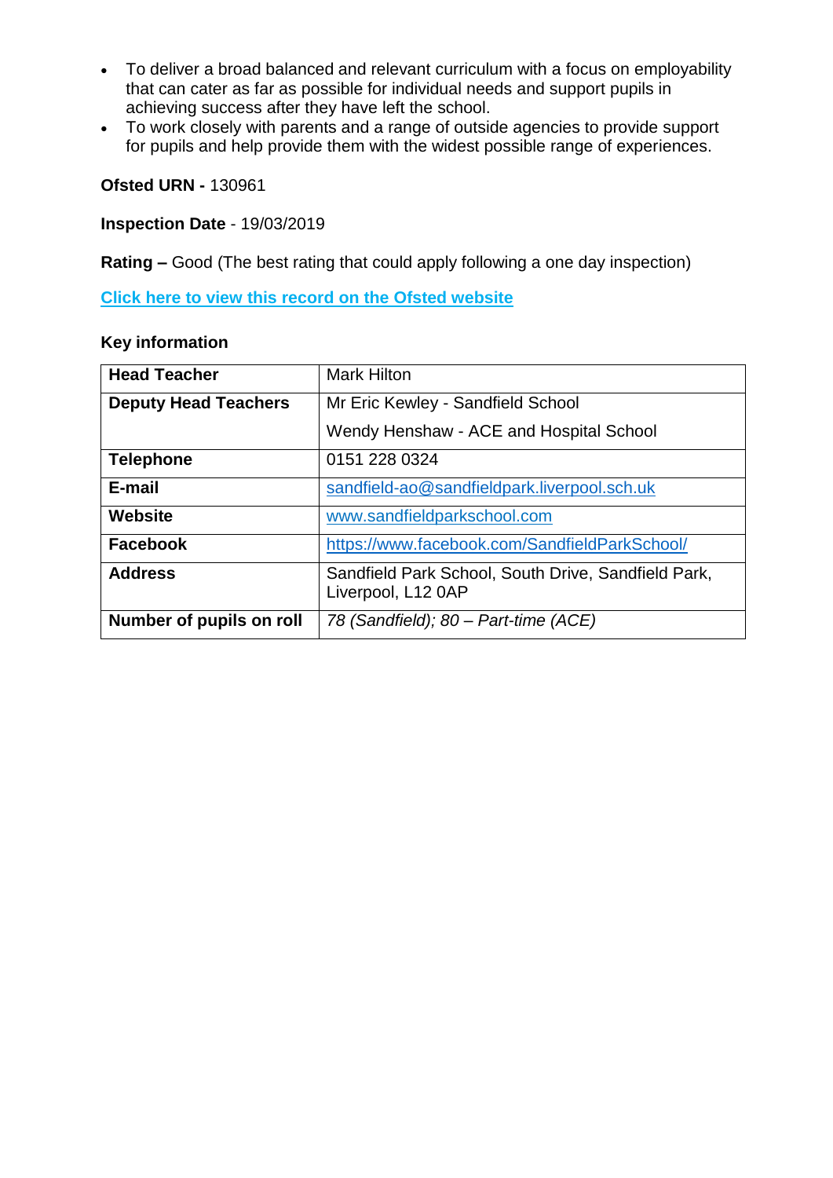- To deliver a broad balanced and relevant curriculum with a focus on employability that can cater as far as possible for individual needs and support pupils in achieving success after they have left the school.
- To work closely with parents and a range of outside agencies to provide support for pupils and help provide them with the widest possible range of experiences.

**Ofsted URN -** 130961

**Inspection Date** - 19/03/2019

**Rating –** Good (The best rating that could apply following a one day inspection)

**Click here to view this record on the Ofsted website**

**Key information**

| | |
|---|---|
| **Head Teacher** | Mark Hilton |
| **Deputy Head Teachers** | Mr Eric Kewley - Sandfield School<br>Wendy Henshaw - ACE and Hospital School |
| **Telephone** | 0151 228 0324 |
| **E-mail** | sandfield-ao@sandfieldpark.liverpool.sch.uk |
| **Website** | www.sandfieldparkschool.com |
| **Facebook** | https://www.facebook.com/SandfieldParkSchool/ |
| **Address** | Sandfield Park School, South Drive, Sandfield Park, Liverpool, L12 0AP |
| **Number of pupils on roll** | *78 (Sandfield); 80 – Part-time (ACE)* |